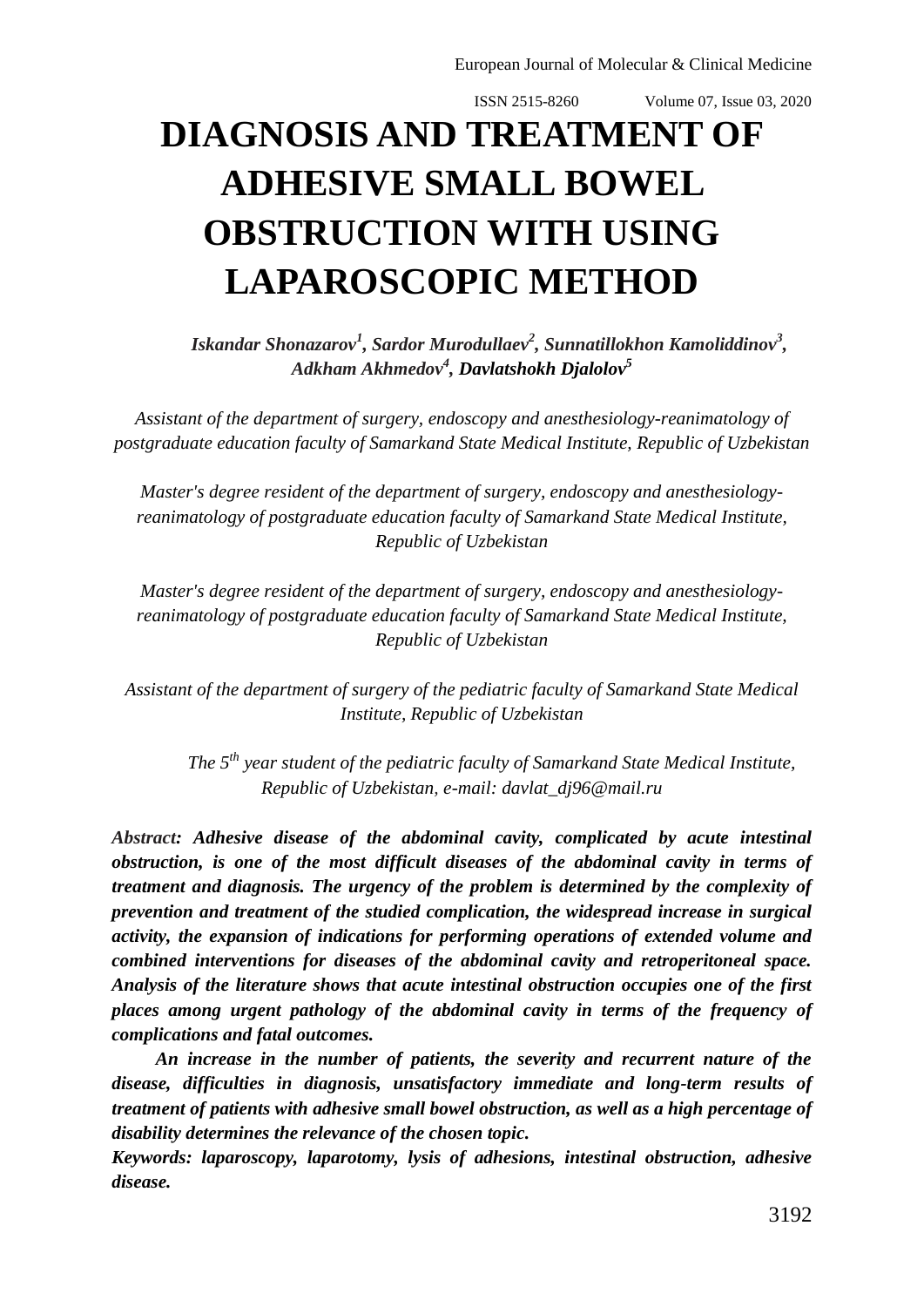# DIAGNOSIS AND TREATMENT OF ADHESIVE SMALL BOWEL OBSTRUCTION WITH USING LAPAROSCOPIC METHOD

***Iskandar Shonazarov[1], Sardor Murodullaev[2], Sunnatillokhon Kamoliddinov[3], Adkham Akhmedov[4], Davlatshokh Djalolov[5]***

*Assistant of the department of surgery, endoscopy and anesthesiology-reanimatology of postgraduate education faculty of Samarkand State Medical Institute, Republic of Uzbekistan*

*Master's degree resident of the department of surgery, endoscopy and anesthesiology-reanimatology of postgraduate education faculty of Samarkand State Medical Institute, Republic of Uzbekistan*

*Master's degree resident of the department of surgery, endoscopy and anesthesiology-reanimatology of postgraduate education faculty of Samarkand State Medical Institute, Republic of Uzbekistan*

*Assistant of the department of surgery of the pediatric faculty of Samarkand State Medical Institute, Republic of Uzbekistan*

*The 5th year student of the pediatric faculty of Samarkand State Medical Institute, Republic of Uzbekistan, e-mail: davlat_dj96@mail.ru*

***Abstract: Adhesive disease of the abdominal cavity, complicated by acute intestinal obstruction, is one of the most difficult diseases of the abdominal cavity in terms of treatment and diagnosis. The urgency of the problem is determined by the complexity of prevention and treatment of the studied complication, the widespread increase in surgical activity, the expansion of indications for performing operations of extended volume and combined interventions for diseases of the abdominal cavity and retroperitoneal space. Analysis of the literature shows that acute intestinal obstruction occupies one of the first places among urgent pathology of the abdominal cavity in terms of the frequency of complications and fatal outcomes.***

***An increase in the number of patients, the severity and recurrent nature of the disease, difficulties in diagnosis, unsatisfactory immediate and long-term results of treatment of patients with adhesive small bowel obstruction, as well as a high percentage of disability determines the relevance of the chosen topic.***

***Keywords: laparoscopy, laparotomy, lysis of adhesions, intestinal obstruction, adhesive disease.***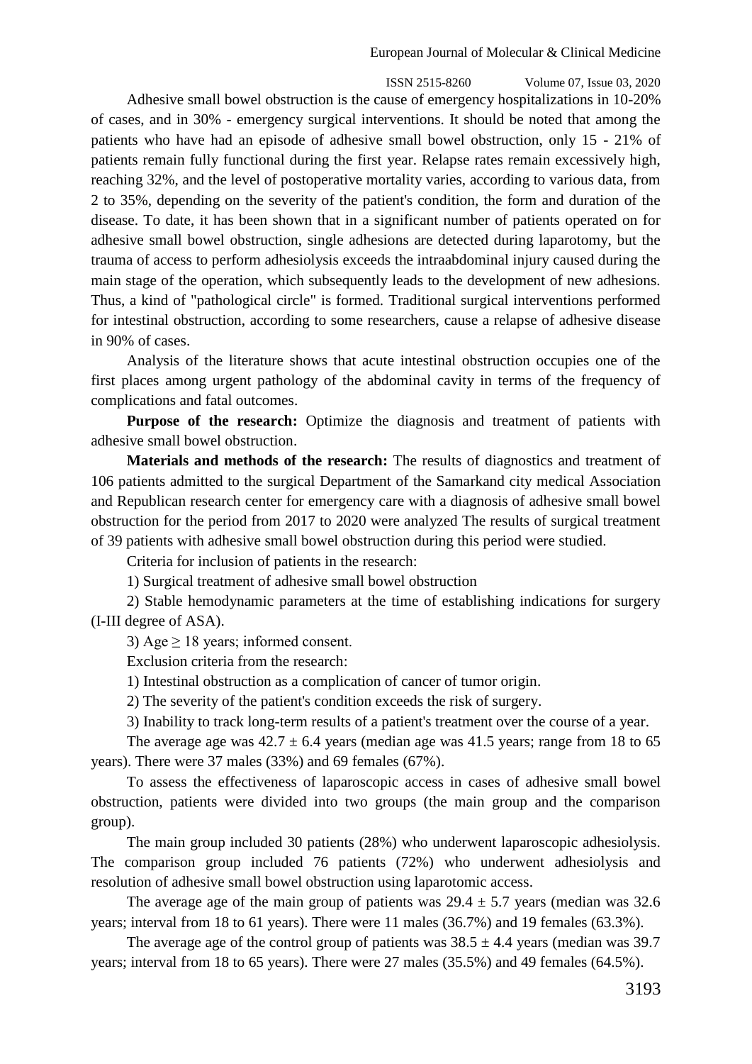Adhesive small bowel obstruction is the cause of emergency hospitalizations in 10-20% of cases, and in 30% - emergency surgical interventions. It should be noted that among the patients who have had an episode of adhesive small bowel obstruction, only 15 - 21% of patients remain fully functional during the first year. Relapse rates remain excessively high, reaching 32%, and the level of postoperative mortality varies, according to various data, from 2 to 35%, depending on the severity of the patient's condition, the form and duration of the disease. To date, it has been shown that in a significant number of patients operated on for adhesive small bowel obstruction, single adhesions are detected during laparotomy, but the trauma of access to perform adhesiolysis exceeds the intraabdominal injury caused during the main stage of the operation, which subsequently leads to the development of new adhesions. Thus, a kind of "pathological circle" is formed. Traditional surgical interventions performed for intestinal obstruction, according to some researchers, cause a relapse of adhesive disease in 90% of cases.

Analysis of the literature shows that acute intestinal obstruction occupies one of the first places among urgent pathology of the abdominal cavity in terms of the frequency of complications and fatal outcomes.

**Purpose of the research:** Optimize the diagnosis and treatment of patients with adhesive small bowel obstruction.

**Materials and methods of the research:** The results of diagnostics and treatment of 106 patients admitted to the surgical Department of the Samarkand city medical Association and Republican research center for emergency care with a diagnosis of adhesive small bowel obstruction for the period from 2017 to 2020 were analyzed The results of surgical treatment of 39 patients with adhesive small bowel obstruction during this period were studied.

Criteria for inclusion of patients in the research:

1) Surgical treatment of adhesive small bowel obstruction

2) Stable hemodynamic parameters at the time of establishing indications for surgery (I-III degree of ASA).

3) Age $\geq$ 18 years; informed consent.

Exclusion criteria from the research:

1) Intestinal obstruction as a complication of cancer of tumor origin.

2) The severity of the patient's condition exceeds the risk of surgery.

3) Inability to track long-term results of a patient's treatment over the course of a year.

The average age was $42.7 \pm 6.4$ years (median age was 41.5 years; range from 18 to 65 years). There were 37 males (33%) and 69 females (67%).

To assess the effectiveness of laparoscopic access in cases of adhesive small bowel obstruction, patients were divided into two groups (the main group and the comparison group).

The main group included 30 patients (28%) who underwent laparoscopic adhesiolysis. The comparison group included 76 patients (72%) who underwent adhesiolysis and resolution of adhesive small bowel obstruction using laparotomic access.

The average age of the main group of patients was $29.4 \pm 5.7$ years (median was 32.6 years; interval from 18 to 61 years). There were 11 males (36.7%) and 19 females (63.3%).

The average age of the control group of patients was $38.5 \pm 4.4$ years (median was 39.7 years; interval from 18 to 65 years). There were 27 males (35.5%) and 49 females (64.5%).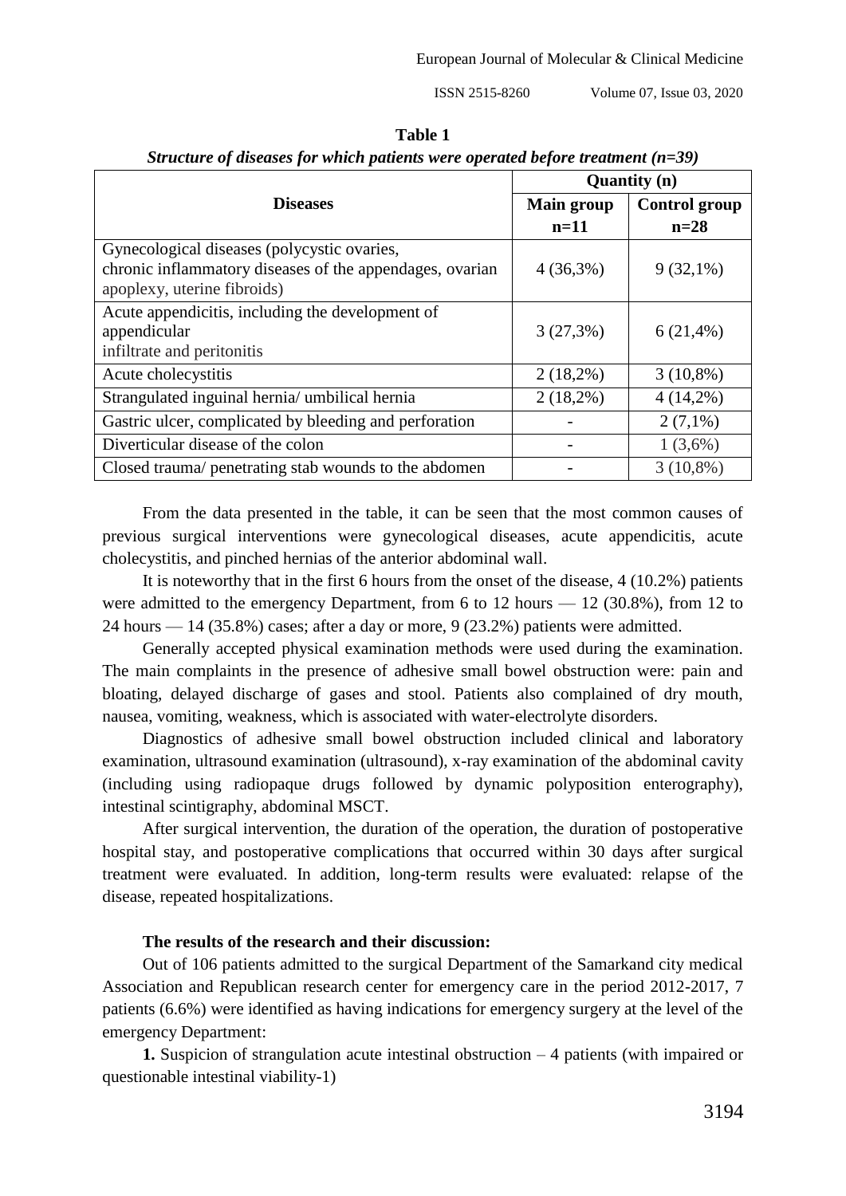**Table 1**

***Structure of diseases for which patients were operated before treatment (n=39)***

| Diseases | Quantity (n) | |
|---|---|---|
| | **Main group n=11** | **Control group n=28** |
| Gynecological diseases (polycystic ovaries, chronic inflammatory diseases of the appendages, ovarian apoplexy, uterine fibroids) | 4 (36,3%) | 9 (32,1%) |
| Acute appendicitis, including the development of appendicular infiltrate and peritonitis | 3 (27,3%) | 6 (21,4%) |
| Acute cholecystitis | 2 (18,2%) | 3 (10,8%) |
| Strangulated inguinal hernia/ umbilical hernia | 2 (18,2%) | 4 (14,2%) |
| Gastric ulcer, complicated by bleeding and perforation | - | 2 (7,1%) |
| Diverticular disease of the colon | - | 1 (3,6%) |
| Closed trauma/ penetrating stab wounds to the abdomen | - | 3 (10,8%) |

From the data presented in the table, it can be seen that the most common causes of previous surgical interventions were gynecological diseases, acute appendicitis, acute cholecystitis, and pinched hernias of the anterior abdominal wall.

It is noteworthy that in the first 6 hours from the onset of the disease, 4 (10.2%) patients were admitted to the emergency Department, from 6 to 12 hours — 12 (30.8%), from 12 to 24 hours — 14 (35.8%) cases; after a day or more, 9 (23.2%) patients were admitted.

Generally accepted physical examination methods were used during the examination. The main complaints in the presence of adhesive small bowel obstruction were: pain and bloating, delayed discharge of gases and stool. Patients also complained of dry mouth, nausea, vomiting, weakness, which is associated with water-electrolyte disorders.

Diagnostics of adhesive small bowel obstruction included clinical and laboratory examination, ultrasound examination (ultrasound), x-ray examination of the abdominal cavity (including using radiopaque drugs followed by dynamic polyposition enterography), intestinal scintigraphy, abdominal MSCT.

After surgical intervention, the duration of the operation, the duration of postoperative hospital stay, and postoperative complications that occurred within 30 days after surgical treatment were evaluated. In addition, long-term results were evaluated: relapse of the disease, repeated hospitalizations.

**The results of the research and their discussion:**

Out of 106 patients admitted to the surgical Department of the Samarkand city medical Association and Republican research center for emergency care in the period 2012-2017, 7 patients (6.6%) were identified as having indications for emergency surgery at the level of the emergency Department:

**1.** Suspicion of strangulation acute intestinal obstruction – 4 patients (with impaired or questionable intestinal viability-1)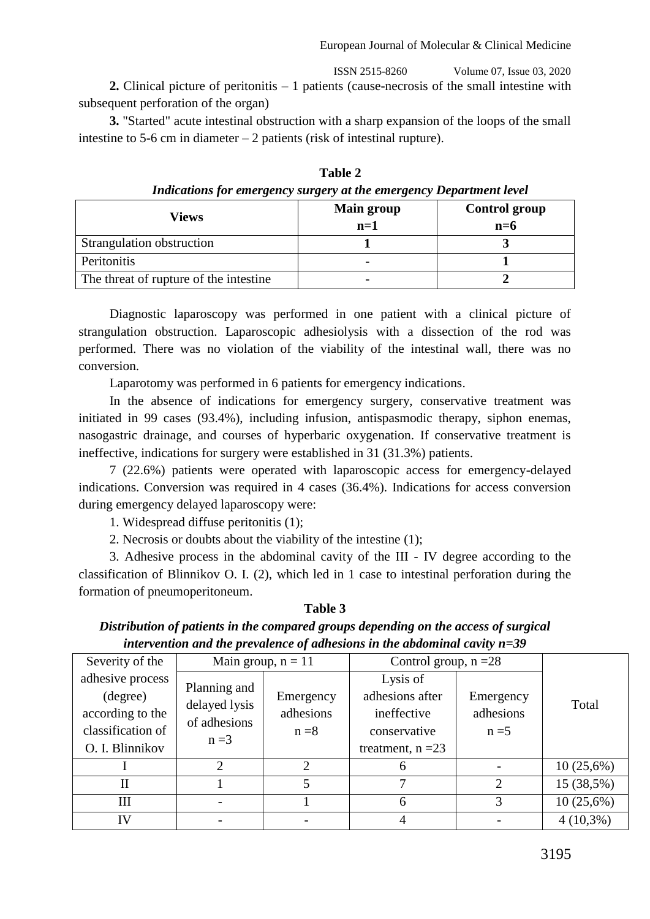**2.** Clinical picture of peritonitis – 1 patients (cause-necrosis of the small intestine with subsequent perforation of the organ)

**3.** "Started" acute intestinal obstruction with a sharp expansion of the loops of the small intestine to 5-6 cm in diameter – 2 patients (risk of intestinal rupture).

**Table 2**

***Indications for emergency surgery at the emergency Department level***

| **Views** | **Main group n=1** | **Control group n=6** |
|---|---|---|
| Strangulation obstruction | **1** | **3** |
| Peritonitis | - | **1** |
| The threat of rupture of the intestine | - | **2** |

Diagnostic laparoscopy was performed in one patient with a clinical picture of strangulation obstruction. Laparoscopic adhesiolysis with a dissection of the rod was performed. There was no violation of the viability of the intestinal wall, there was no conversion.

Laparotomy was performed in 6 patients for emergency indications.

In the absence of indications for emergency surgery, conservative treatment was initiated in 99 cases (93.4%), including infusion, antispasmodic therapy, siphon enemas, nasogastric drainage, and courses of hyperbaric oxygenation. If conservative treatment is ineffective, indications for surgery were established in 31 (31.3%) patients.

7 (22.6%) patients were operated with laparoscopic access for emergency-delayed indications. Conversion was required in 4 cases (36.4%). Indications for access conversion during emergency delayed laparoscopy were:

1. Widespread diffuse peritonitis (1);

2. Necrosis or doubts about the viability of the intestine (1);

3. Adhesive process in the abdominal cavity of the III - IV degree according to the classification of Blinnikov O. I. (2), which led in 1 case to intestinal perforation during the formation of pneumoperitoneum.

**Table 3**

***Distribution of patients in the compared groups depending on the access of surgical intervention and the prevalence of adhesions in the abdominal cavity n=39***

| Severity of the adhesive process (degree) according to the classification of O. I. Blinnikov | Main group, n = 11 | | Control group, n =28 | | Total |
|---|---|---|---|---|---|
| | Planning and delayed lysis of adhesions n =3 | Emergency adhesions n =8 | Lysis of adhesions after ineffective conservative treatment, n =23 | Emergency adhesions n =5 | |
| I | 2 | 2 | 6 | - | 10 (25,6%) |
| II | 1 | 5 | 7 | 2 | 15 (38,5%) |
| III | - | 1 | 6 | 3 | 10 (25,6%) |
| IV | - | - | 4 | - | 4 (10,3%) |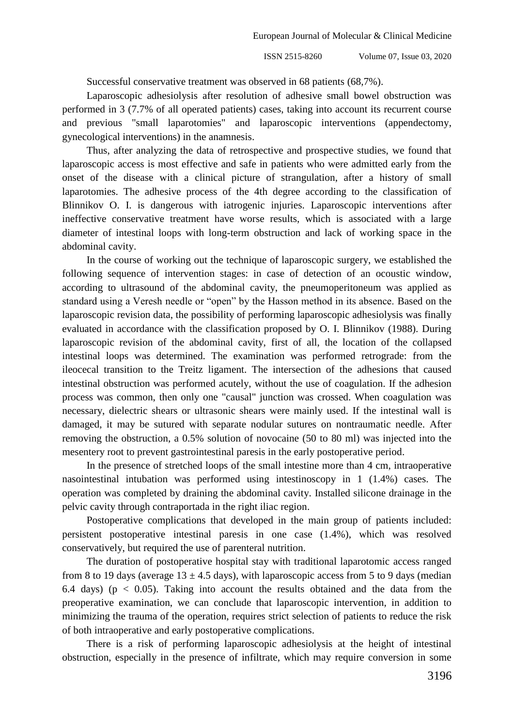Successful conservative treatment was observed in 68 patients (68,7%).

Laparoscopic adhesiolysis after resolution of adhesive small bowel obstruction was performed in 3 (7.7% of all operated patients) cases, taking into account its recurrent course and previous "small laparotomies" and laparoscopic interventions (appendectomy, gynecological interventions) in the anamnesis.

Thus, after analyzing the data of retrospective and prospective studies, we found that laparoscopic access is most effective and safe in patients who were admitted early from the onset of the disease with a clinical picture of strangulation, after a history of small laparotomies. The adhesive process of the 4th degree according to the classification of Blinnikov O. I. is dangerous with iatrogenic injuries. Laparoscopic interventions after ineffective conservative treatment have worse results, which is associated with a large diameter of intestinal loops with long-term obstruction and lack of working space in the abdominal cavity.

In the course of working out the technique of laparoscopic surgery, we established the following sequence of intervention stages: in case of detection of an ocoustic window, according to ultrasound of the abdominal cavity, the pneumoperitoneum was applied as standard using a Veresh needle or "open" by the Hasson method in its absence. Based on the laparoscopic revision data, the possibility of performing laparoscopic adhesiolysis was finally evaluated in accordance with the classification proposed by O. I. Blinnikov (1988). During laparoscopic revision of the abdominal cavity, first of all, the location of the collapsed intestinal loops was determined. The examination was performed retrograde: from the ileocecal transition to the Treitz ligament. The intersection of the adhesions that caused intestinal obstruction was performed acutely, without the use of coagulation. If the adhesion process was common, then only one "causal" junction was crossed. When coagulation was necessary, dielectric shears or ultrasonic shears were mainly used. If the intestinal wall is damaged, it may be sutured with separate nodular sutures on nontraumatic needle. After removing the obstruction, a 0.5% solution of novocaine (50 to 80 ml) was injected into the mesentery root to prevent gastrointestinal paresis in the early postoperative period.

In the presence of stretched loops of the small intestine more than 4 cm, intraoperative nasointestinal intubation was performed using intestinoscopy in 1 (1.4%) cases. The operation was completed by draining the abdominal cavity. Installed silicone drainage in the pelvic cavity through contraportada in the right iliac region.

Postoperative complications that developed in the main group of patients included: persistent postoperative intestinal paresis in one case (1.4%), which was resolved conservatively, but required the use of parenteral nutrition.

The duration of postoperative hospital stay with traditional laparotomic access ranged from 8 to 19 days (average $13 \pm 4.5$ days), with laparoscopic access from 5 to 9 days (median 6.4 days) ($p < 0.05$). Taking into account the results obtained and the data from the preoperative examination, we can conclude that laparoscopic intervention, in addition to minimizing the trauma of the operation, requires strict selection of patients to reduce the risk of both intraoperative and early postoperative complications.

There is a risk of performing laparoscopic adhesiolysis at the height of intestinal obstruction, especially in the presence of infiltrate, which may require conversion in some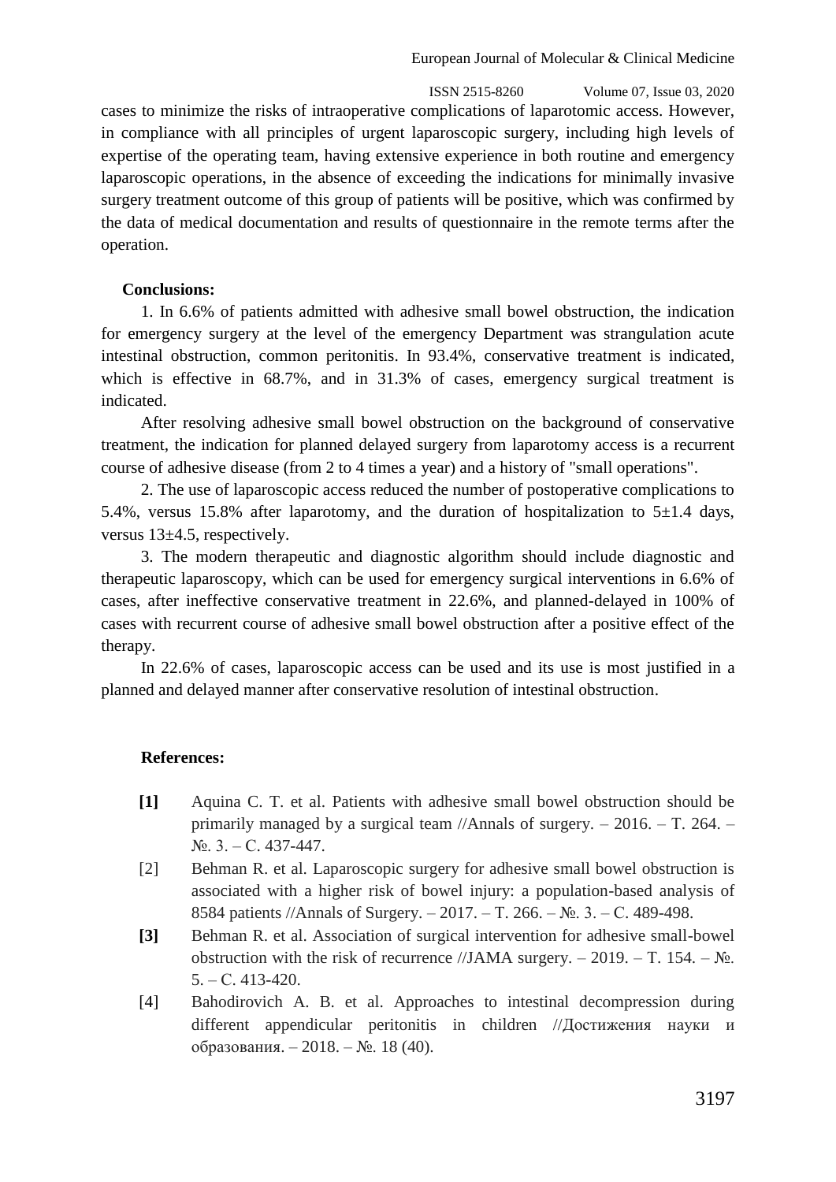cases to minimize the risks of intraoperative complications of laparotomic access. However, in compliance with all principles of urgent laparoscopic surgery, including high levels of expertise of the operating team, having extensive experience in both routine and emergency laparoscopic operations, in the absence of exceeding the indications for minimally invasive surgery treatment outcome of this group of patients will be positive, which was confirmed by the data of medical documentation and results of questionnaire in the remote terms after the operation.

**Conclusions:**

1. In 6.6% of patients admitted with adhesive small bowel obstruction, the indication for emergency surgery at the level of the emergency Department was strangulation acute intestinal obstruction, common peritonitis. In 93.4%, conservative treatment is indicated, which is effective in 68.7%, and in 31.3% of cases, emergency surgical treatment is indicated.

After resolving adhesive small bowel obstruction on the background of conservative treatment, the indication for planned delayed surgery from laparotomy access is a recurrent course of adhesive disease (from 2 to 4 times a year) and a history of "small operations".

2. The use of laparoscopic access reduced the number of postoperative complications to 5.4%, versus 15.8% after laparotomy, and the duration of hospitalization to 5±1.4 days, versus 13±4.5, respectively.

3. The modern therapeutic and diagnostic algorithm should include diagnostic and therapeutic laparoscopy, which can be used for emergency surgical interventions in 6.6% of cases, after ineffective conservative treatment in 22.6%, and planned-delayed in 100% of cases with recurrent course of adhesive small bowel obstruction after a positive effect of the therapy.

In 22.6% of cases, laparoscopic access can be used and its use is most justified in a planned and delayed manner after conservative resolution of intestinal obstruction.

**References:**

- **[1]** Aquina C. T. et al. Patients with adhesive small bowel obstruction should be primarily managed by a surgical team //Annals of surgery. – 2016. – T. 264. – №. 3. – С. 437-447.
- [2] Behman R. et al. Laparoscopic surgery for adhesive small bowel obstruction is associated with a higher risk of bowel injury: a population-based analysis of 8584 patients //Annals of Surgery. – 2017. – T. 266. – №. 3. – С. 489-498.
- **[3]** Behman R. et al. Association of surgical intervention for adhesive small-bowel obstruction with the risk of recurrence //JAMA surgery. – 2019. – T. 154. – №. 5. – С. 413-420.
- [4] Bahodirovich A. B. et al. Approaches to intestinal decompression during different appendicular peritonitis in children //Достижения науки и образования. – 2018. – №. 18 (40).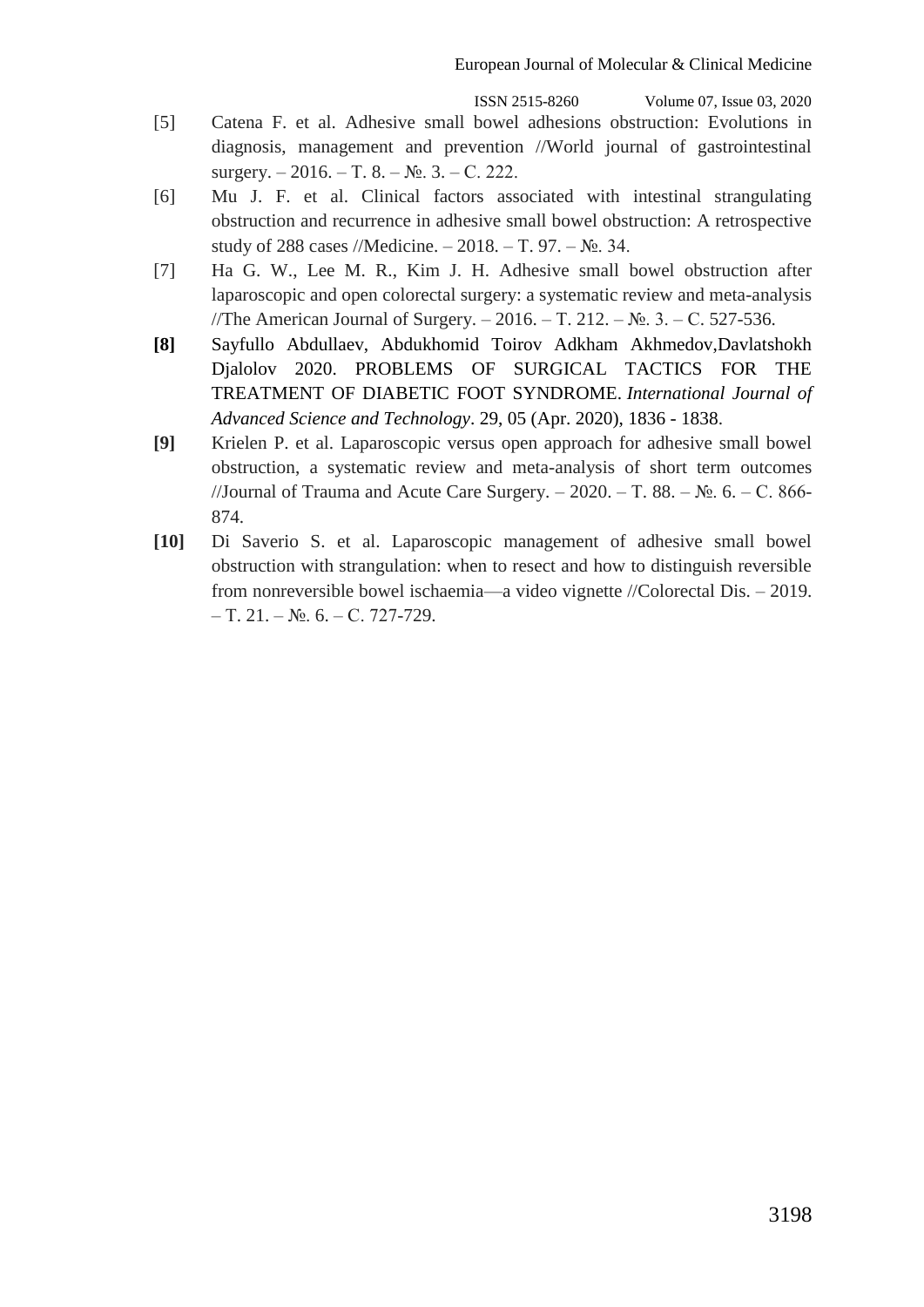[5] Catena F. et al. Adhesive small bowel adhesions obstruction: Evolutions in diagnosis, management and prevention //World journal of gastrointestinal surgery. – 2016. – Т. 8. – №. 3. – С. 222.

[6] Mu J. F. et al. Clinical factors associated with intestinal strangulating obstruction and recurrence in adhesive small bowel obstruction: A retrospective study of 288 cases //Medicine. – 2018. – Т. 97. – №. 34.

[7] Ha G. W., Lee M. R., Kim J. H. Adhesive small bowel obstruction after laparoscopic and open colorectal surgery: a systematic review and meta-analysis //The American Journal of Surgery. – 2016. – Т. 212. – №. 3. – С. 527-536.

**[8]** Sayfullo Abdullaev, Abdukhomid Toirov Adkham Akhmedov,Davlatshokh Djalolov 2020. PROBLEMS OF SURGICAL TACTICS FOR THE TREATMENT OF DIABETIC FOOT SYNDROME. *International Journal of Advanced Science and Technology*. 29, 05 (Apr. 2020), 1836 - 1838.

**[9]** Krielen P. et al. Laparoscopic versus open approach for adhesive small bowel obstruction, a systematic review and meta-analysis of short term outcomes //Journal of Trauma and Acute Care Surgery. – 2020. – Т. 88. – №. 6. – С. 866-874.

**[10]** Di Saverio S. et al. Laparoscopic management of adhesive small bowel obstruction with strangulation: when to resect and how to distinguish reversible from nonreversible bowel ischaemia—a video vignette //Colorectal Dis. – 2019. – Т. 21. – №. 6. – С. 727-729.